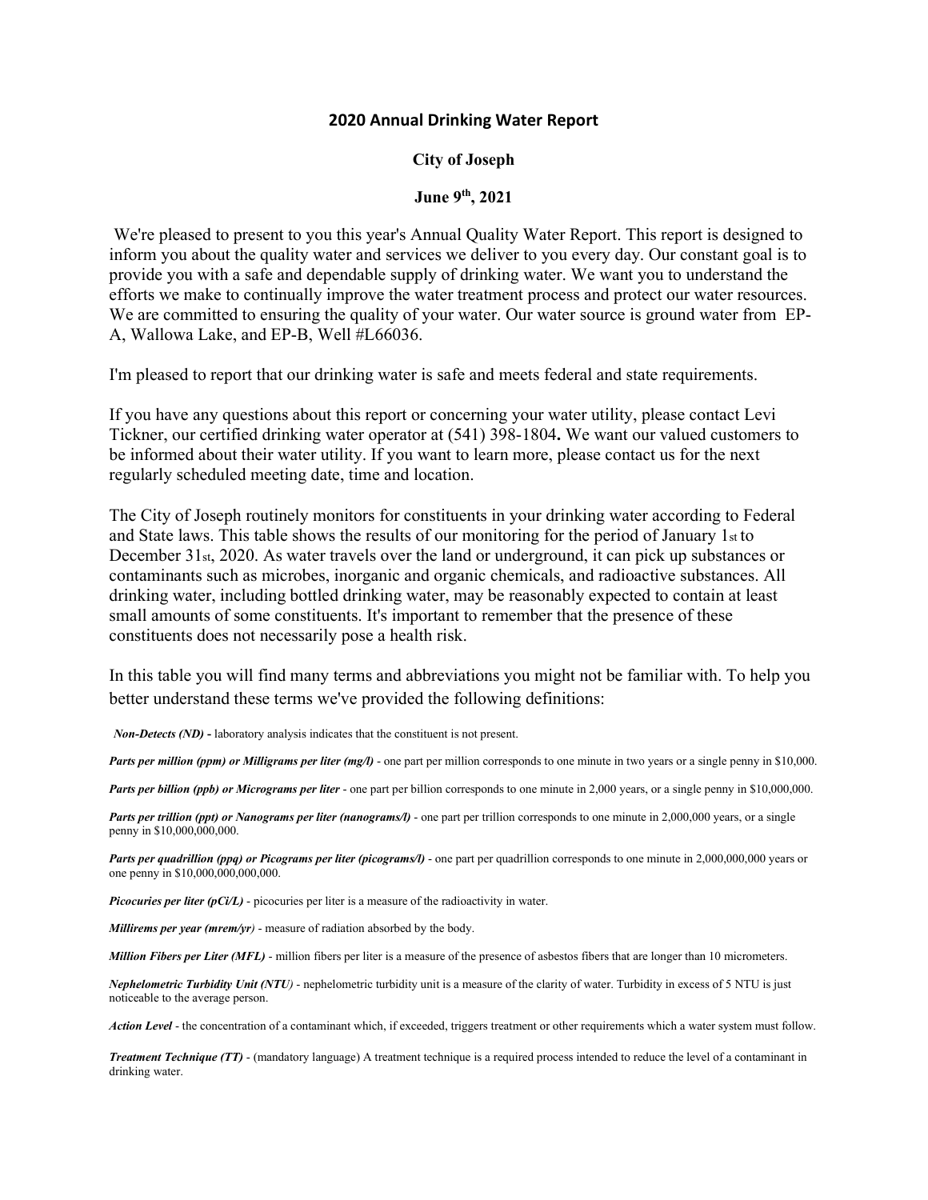# 2020 Annual Drinking Water Report

**City of Joseph**

**June 9th, 2021**

We're pleased to present to you this year's Annual Quality Water Report. This report is designed to inform you about the quality water and services we deliver to you every day. Our constant goal is to provide you with a safe and dependable supply of drinking water. We want you to understand the efforts we make to continually improve the water treatment process and protect our water resources. We are committed to ensuring the quality of your water. Our water source is ground water from EP-A, Wallowa Lake, and EP-B, Well #L66036.

I'm pleased to report that our drinking water is safe and meets federal and state requirements.

If you have any questions about this report or concerning your water utility, please contact Levi Tickner, our certified drinking water operator at (541) 398-1804**.** We want our valued customers to be informed about their water utility. If you want to learn more, please contact us for the next regularly scheduled meeting date, time and location.

The City of Joseph routinely monitors for constituents in your drinking water according to Federal and State laws. This table shows the results of our monitoring for the period of January 1st to December 31st, 2020. As water travels over the land or underground, it can pick up substances or contaminants such as microbes, inorganic and organic chemicals, and radioactive substances. All drinking water, including bottled drinking water, may be reasonably expected to contain at least small amounts of some constituents. It's important to remember that the presence of these constituents does not necessarily pose a health risk.

In this table you will find many terms and abbreviations you might not be familiar with. To help you better understand these terms we've provided the following definitions:

***Non-Detects (ND) -*** laboratory analysis indicates that the constituent is not present.

***Parts per million (ppm) or Milligrams per liter (mg/l)*** - one part per million corresponds to one minute in two years or a single penny in $10,000.

***Parts per billion (ppb) or Micrograms per liter*** - one part per billion corresponds to one minute in 2,000 years, or a single penny in $10,000,000.

***Parts per trillion (ppt) or Nanograms per liter (nanograms/l)*** - one part per trillion corresponds to one minute in 2,000,000 years, or a single penny in $10,000,000,000.

***Parts per quadrillion (ppq) or Picograms per liter (picograms/l)*** - one part per quadrillion corresponds to one minute in 2,000,000,000 years or one penny in $10,000,000,000,000.

***Picocuries per liter (pCi/L)*** - picocuries per liter is a measure of the radioactivity in water.

***Millirems per year (mrem/yr)*** - measure of radiation absorbed by the body.

***Million Fibers per Liter (MFL)*** - million fibers per liter is a measure of the presence of asbestos fibers that are longer than 10 micrometers.

***Nephelometric Turbidity Unit (NTU)*** - nephelometric turbidity unit is a measure of the clarity of water. Turbidity in excess of 5 NTU is just noticeable to the average person.

***Action Level*** - the concentration of a contaminant which, if exceeded, triggers treatment or other requirements which a water system must follow.

***Treatment Technique (TT)*** - (mandatory language) A treatment technique is a required process intended to reduce the level of a contaminant in drinking water.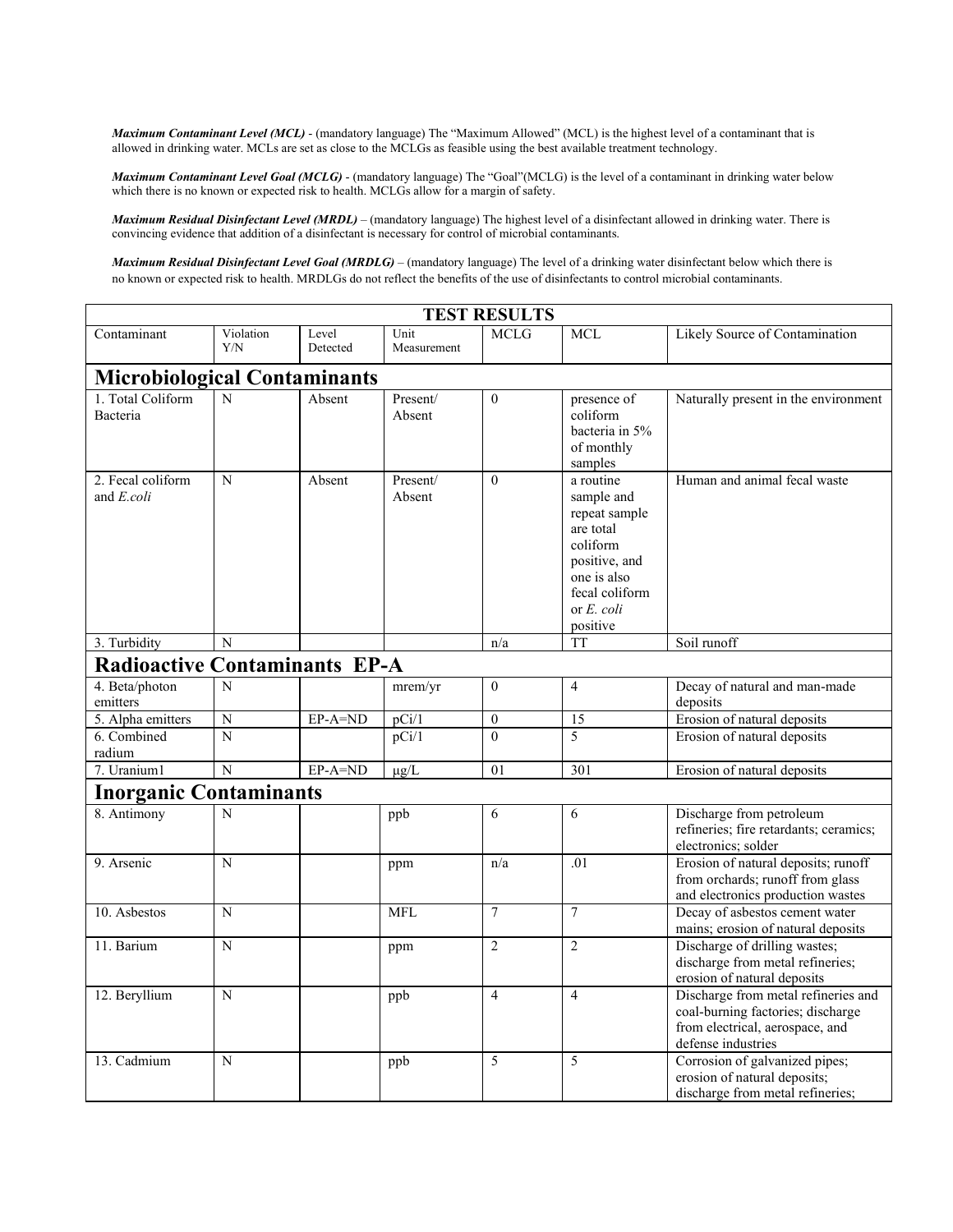***Maximum Contaminant Level (MCL)*** - (mandatory language) The "Maximum Allowed" (MCL) is the highest level of a contaminant that is allowed in drinking water. MCLs are set as close to the MCLGs as feasible using the best available treatment technology.

***Maximum Contaminant Level Goal (MCLG)*** - (mandatory language) The "Goal"(MCLG) is the level of a contaminant in drinking water below which there is no known or expected risk to health. MCLGs allow for a margin of safety.

***Maximum Residual Disinfectant Level (MRDL)*** – (mandatory language) The highest level of a disinfectant allowed in drinking water. There is convincing evidence that addition of a disinfectant is necessary for control of microbial contaminants.

***Maximum Residual Disinfectant Level Goal (MRDLG)*** – (mandatory language) The level of a drinking water disinfectant below which there is no known or expected risk to health. MRDLGs do not reflect the benefits of the use of disinfectants to control microbial contaminants.

| TEST RESULTS | | | | | | |
|---|---|---|---|---|---|---|
| Contaminant | Violation Y/N | Level Detected | Unit Measurement | MCLG | MCL | Likely Source of Contamination |
| **Microbiological Contaminants** | | | | | | |
| 1. Total Coliform Bacteria | N | Absent | Present/ Absent | 0 | presence of coliform bacteria in 5% of monthly samples | Naturally present in the environment |
| 2. Fecal coliform and *E.coli* | N | Absent | Present/ Absent | 0 | a routine sample and repeat sample are total coliform positive, and one is also fecal coliform or *E. coli* positive | Human and animal fecal waste |
| 3. Turbidity | N | | | n/a | TT | Soil runoff |
| **Radioactive Contaminants EP-A** | | | | | | |
| 4. Beta/photon emitters | N | | mrem/yr | 0 | 4 | Decay of natural and man-made deposits |
| 5. Alpha emitters | N | EP-A=ND | pCi/1 | 0 | 15 | Erosion of natural deposits |
| 6. Combined radium | N | | pCi/1 | 0 | 5 | Erosion of natural deposits |
| 7. Uranium1 | N | EP-A=ND | µg/L | 01 | 301 | Erosion of natural deposits |
| **Inorganic Contaminants** | | | | | | |
| 8. Antimony | N | | ppb | 6 | 6 | Discharge from petroleum refineries; fire retardants; ceramics; electronics; solder |
| 9. Arsenic | N | | ppm | n/a | .01 | Erosion of natural deposits; runoff from orchards; runoff from glass and electronics production wastes |
| 10. Asbestos | N | | MFL | 7 | 7 | Decay of asbestos cement water mains; erosion of natural deposits |
| 11. Barium | N | | ppm | 2 | 2 | Discharge of drilling wastes; discharge from metal refineries; erosion of natural deposits |
| 12. Beryllium | N | | ppb | 4 | 4 | Discharge from metal refineries and coal-burning factories; discharge from electrical, aerospace, and defense industries |
| 13. Cadmium | N | | ppb | 5 | 5 | Corrosion of galvanized pipes; erosion of natural deposits; discharge from metal refineries; |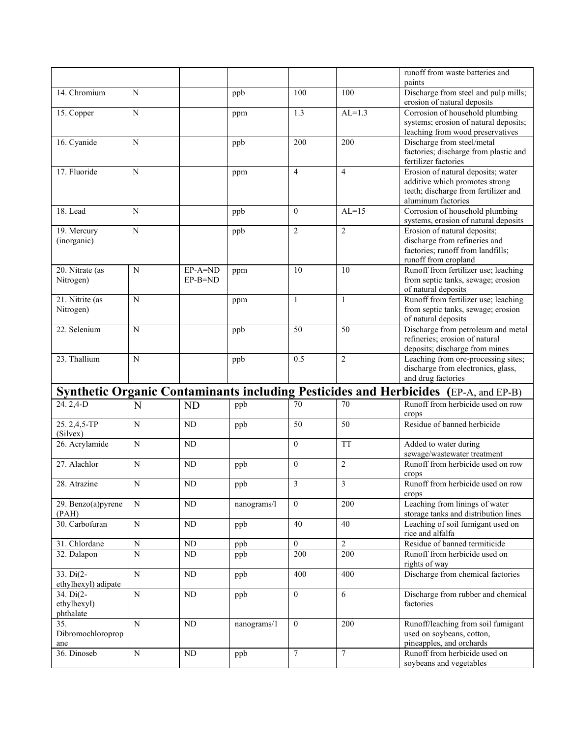| | | | | | | |
|---|---|---|---|---|---|---|
| | | | | | | runoff from waste batteries and paints |
| 14. Chromium | N | | ppb | 100 | 100 | Discharge from steel and pulp mills; erosion of natural deposits |
| 15. Copper | N | | ppm | 1.3 | AL=1.3 | Corrosion of household plumbing systems; erosion of natural deposits; leaching from wood preservatives |
| 16. Cyanide | N | | ppb | 200 | 200 | Discharge from steel/metal factories; discharge from plastic and fertilizer factories |
| 17. Fluoride | N | | ppm | 4 | 4 | Erosion of natural deposits; water additive which promotes strong teeth; discharge from fertilizer and aluminum factories |
| 18. Lead | N | | ppb | 0 | AL=15 | Corrosion of household plumbing systems, erosion of natural deposits |
| 19. Mercury (inorganic) | N | | ppb | 2 | 2 | Erosion of natural deposits; discharge from refineries and factories; runoff from landfills; runoff from cropland |
| 20. Nitrate (as Nitrogen) | N | EP-A=ND EP-B=ND | ppm | 10 | 10 | Runoff from fertilizer use; leaching from septic tanks, sewage; erosion of natural deposits |
| 21. Nitrite (as Nitrogen) | N | | ppm | 1 | 1 | Runoff from fertilizer use; leaching from septic tanks, sewage; erosion of natural deposits |
| 22. Selenium | N | | ppb | 50 | 50 | Discharge from petroleum and metal refineries; erosion of natural deposits; discharge from mines |
| 23. Thallium | N | | ppb | 0.5 | 2 | Leaching from ore-processing sites; discharge from electronics, glass, and drug factories |
| **Synthetic Organic Contaminants including Pesticides and Herbicides (EP-A, and EP-B)** | | | | | | |
| 24. 2,4-D | N | ND | ppb | 70 | 70 | Runoff from herbicide used on row crops |
| 25. 2,4,5-TP (Silvex) | N | ND | ppb | 50 | 50 | Residue of banned herbicide |
| 26. Acrylamide | N | ND | | 0 | TT | Added to water during sewage/wastewater treatment |
| 27. Alachlor | N | ND | ppb | 0 | 2 | Runoff from herbicide used on row crops |
| 28. Atrazine | N | ND | ppb | 3 | 3 | Runoff from herbicide used on row crops |
| 29. Benzo(a)pyrene (PAH) | N | ND | nanograms/l | 0 | 200 | Leaching from linings of water storage tanks and distribution lines |
| 30. Carbofuran | N | ND | ppb | 40 | 40 | Leaching of soil fumigant used on rice and alfalfa |
| 31. Chlordane | N | ND | ppb | 0 | 2 | Residue of banned termiticide |
| 32. Dalapon | N | ND | ppb | 200 | 200 | Runoff from herbicide used on rights of way |
| 33. Di(2-ethylhexyl) adipate | N | ND | ppb | 400 | 400 | Discharge from chemical factories |
| 34. Di(2-ethylhexyl) phthalate | N | ND | ppb | 0 | 6 | Discharge from rubber and chemical factories |
| 35. Dibromochloropropane | N | ND | nanograms/1 | 0 | 200 | Runoff/leaching from soil fumigant used on soybeans, cotton, pineapples, and orchards |
| 36. Dinoseb | N | ND | ppb | 7 | 7 | Runoff from herbicide used on soybeans and vegetables |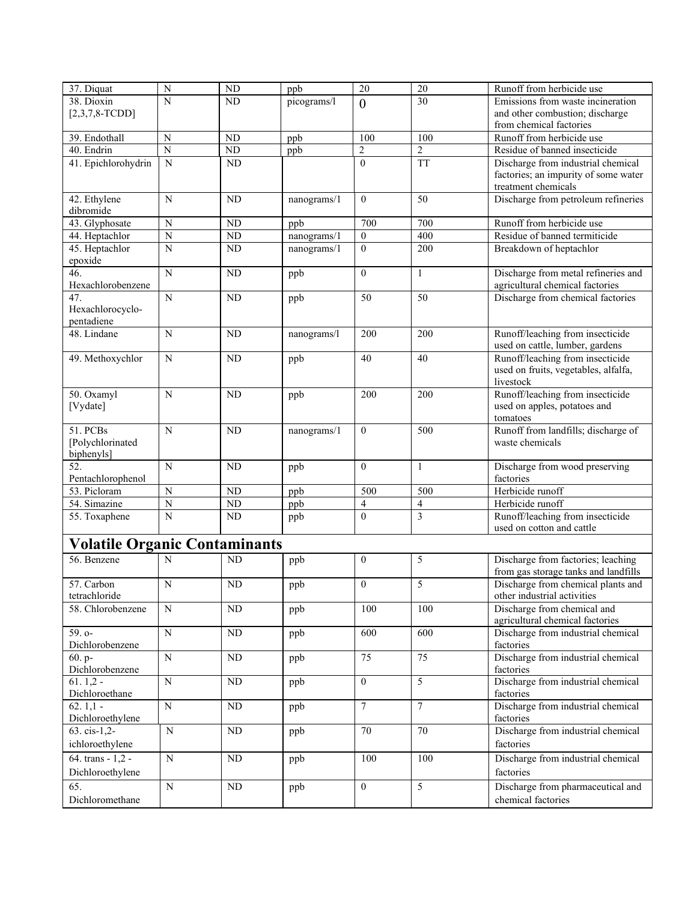| 37. Diquat | N | ND | ppb | 20 | 20 | Runoff from herbicide use |
|---|---|---|---|---|---|---|
| 38. Dioxin [2,3,7,8-TCDD] | N | ND | picograms/l | 0 | 30 | Emissions from waste incineration and other combustion; discharge from chemical factories |
| 39. Endothall | N | ND | ppb | 100 | 100 | Runoff from herbicide use |
| 40. Endrin | N | ND | ppb | 2 | 2 | Residue of banned insecticide |
| 41. Epichlorohydrin | N | ND | | 0 | TT | Discharge from industrial chemical factories; an impurity of some water treatment chemicals |
| 42. Ethylene dibromide | N | ND | nanograms/l | 0 | 50 | Discharge from petroleum refineries |
| 43. Glyphosate | N | ND | ppb | 700 | 700 | Runoff from herbicide use |
| 44. Heptachlor | N | ND | nanograms/l | 0 | 400 | Residue of banned termiticide |
| 45. Heptachlor epoxide | N | ND | nanograms/l | 0 | 200 | Breakdown of heptachlor |
| 46. Hexachlorobenzene | N | ND | ppb | 0 | 1 | Discharge from metal refineries and agricultural chemical factories |
| 47. Hexachlorocyclo-pentadiene | N | ND | ppb | 50 | 50 | Discharge from chemical factories |
| 48. Lindane | N | ND | nanograms/l | 200 | 200 | Runoff/leaching from insecticide used on cattle, lumber, gardens |
| 49. Methoxychlor | N | ND | ppb | 40 | 40 | Runoff/leaching from insecticide used on fruits, vegetables, alfalfa, livestock |
| 50. Oxamyl [Vydate] | N | ND | ppb | 200 | 200 | Runoff/leaching from insecticide used on apples, potatoes and tomatoes |
| 51. PCBs [Polychlorinated biphenyls] | N | ND | nanograms/l | 0 | 500 | Runoff from landfills; discharge of waste chemicals |
| 52. Pentachlorophenol | N | ND | ppb | 0 | 1 | Discharge from wood preserving factories |
| 53. Picloram | N | ND | ppb | 500 | 500 | Herbicide runoff |
| 54. Simazine | N | ND | ppb | 4 | 4 | Herbicide runoff |
| 55. Toxaphene | N | ND | ppb | 0 | 3 | Runoff/leaching from insecticide used on cotton and cattle |
| **Volatile Organic Contaminants** | | | | | | |
| 56. Benzene | N | ND | ppb | 0 | 5 | Discharge from factories; leaching from gas storage tanks and landfills |
| 57. Carbon tetrachloride | N | ND | ppb | 0 | 5 | Discharge from chemical plants and other industrial activities |
| 58. Chlorobenzene | N | ND | ppb | 100 | 100 | Discharge from chemical and agricultural chemical factories |
| 59. o-Dichlorobenzene | N | ND | ppb | 600 | 600 | Discharge from industrial chemical factories |
| 60. p-Dichlorobenzene | N | ND | ppb | 75 | 75 | Discharge from industrial chemical factories |
| 61. 1,2 - Dichloroethane | N | ND | ppb | 0 | 5 | Discharge from industrial chemical factories |
| 62. 1,1 - Dichloroethylene | N | ND | ppb | 7 | 7 | Discharge from industrial chemical factories |
| 63. cis-1,2-ichloroethylene | N | ND | ppb | 70 | 70 | Discharge from industrial chemical factories |
| 64. trans - 1,2 - Dichloroethylene | N | ND | ppb | 100 | 100 | Discharge from industrial chemical factories |
| 65. Dichloromethane | N | ND | ppb | 0 | 5 | Discharge from pharmaceutical and chemical factories |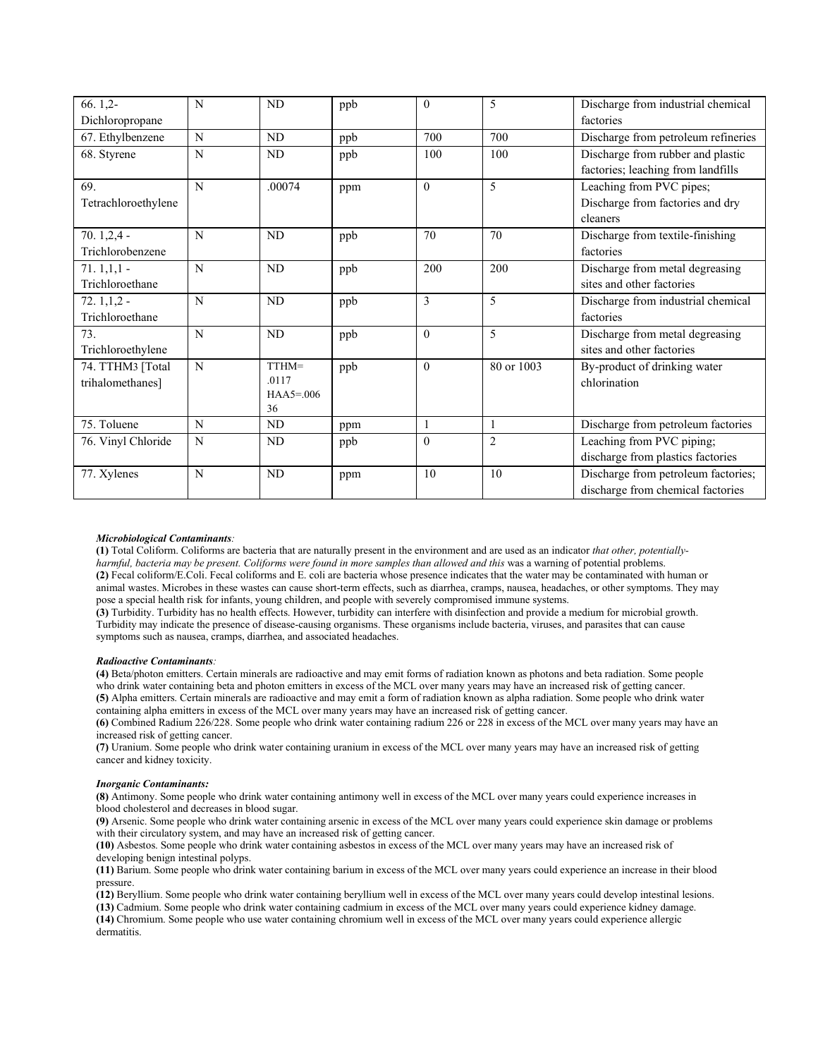| 66. 1,2-Dichloropropane | N | ND | ppb | 0 | 5 | Discharge from industrial chemical factories |
|---|---|---|---|---|---|---|
| 67. Ethylbenzene | N | ND | ppb | 700 | 700 | Discharge from petroleum refineries |
| 68. Styrene | N | ND | ppb | 100 | 100 | Discharge from rubber and plastic factories; leaching from landfills |
| 69. Tetrachloroethylene | N | .00074 | ppm | 0 | 5 | Leaching from PVC pipes; Discharge from factories and dry cleaners |
| 70. 1,2,4 - Trichlorobenzene | N | ND | ppb | 70 | 70 | Discharge from textile-finishing factories |
| 71. 1,1,1 - Trichloroethane | N | ND | ppb | 200 | 200 | Discharge from metal degreasing sites and other factories |
| 72. 1,1,2 - Trichloroethane | N | ND | ppb | 3 | 5 | Discharge from industrial chemical factories |
| 73. Trichloroethylene | N | ND | ppb | 0 | 5 | Discharge from metal degreasing sites and other factories |
| 74. TTHM3 [Total trihalomethanes] | N | TTHM= .0117 HAA5=.00636 | ppb | 0 | 80 or 1003 | By-product of drinking water chlorination |
| 75. Toluene | N | ND | ppm | 1 | 1 | Discharge from petroleum factories |
| 76. Vinyl Chloride | N | ND | ppb | 0 | 2 | Leaching from PVC piping; discharge from plastics factories |
| 77. Xylenes | N | ND | ppm | 10 | 10 | Discharge from petroleum factories; discharge from chemical factories |

***Microbiological Contaminants**:*

**(1)** Total Coliform. Coliforms are bacteria that are naturally present in the environment and are used as an indicator *that other, potentially-harmful, bacteria may be present. Coliforms were found in more samples than allowed and this* was a warning of potential problems.
**(2)** Fecal coliform/E.Coli. Fecal coliforms and E. coli are bacteria whose presence indicates that the water may be contaminated with human or animal wastes. Microbes in these wastes can cause short-term effects, such as diarrhea, cramps, nausea, headaches, or other symptoms. They may pose a special health risk for infants, young children, and people with severely compromised immune systems.
**(3)** Turbidity. Turbidity has no health effects. However, turbidity can interfere with disinfection and provide a medium for microbial growth. Turbidity may indicate the presence of disease-causing organisms. These organisms include bacteria, viruses, and parasites that can cause symptoms such as nausea, cramps, diarrhea, and associated headaches.

***Radioactive Contaminants**:*

**(4)** Beta/photon emitters. Certain minerals are radioactive and may emit forms of radiation known as photons and beta radiation. Some people who drink water containing beta and photon emitters in excess of the MCL over many years may have an increased risk of getting cancer.
**(5)** Alpha emitters. Certain minerals are radioactive and may emit a form of radiation known as alpha radiation. Some people who drink water containing alpha emitters in excess of the MCL over many years may have an increased risk of getting cancer.
**(6)** Combined Radium 226/228. Some people who drink water containing radium 226 or 228 in excess of the MCL over many years may have an increased risk of getting cancer.
**(7)** Uranium. Some people who drink water containing uranium in excess of the MCL over many years may have an increased risk of getting cancer and kidney toxicity.

***Inorganic Contaminants:***

**(8)** Antimony. Some people who drink water containing antimony well in excess of the MCL over many years could experience increases in blood cholesterol and decreases in blood sugar.
**(9)** Arsenic. Some people who drink water containing arsenic in excess of the MCL over many years could experience skin damage or problems with their circulatory system, and may have an increased risk of getting cancer.
**(10)** Asbestos. Some people who drink water containing asbestos in excess of the MCL over many years may have an increased risk of developing benign intestinal polyps.
**(11)** Barium. Some people who drink water containing barium in excess of the MCL over many years could experience an increase in their blood pressure.
**(12)** Beryllium. Some people who drink water containing beryllium well in excess of the MCL over many years could develop intestinal lesions.
**(13)** Cadmium. Some people who drink water containing cadmium in excess of the MCL over many years could experience kidney damage.
**(14)** Chromium. Some people who use water containing chromium well in excess of the MCL over many years could experience allergic dermatitis.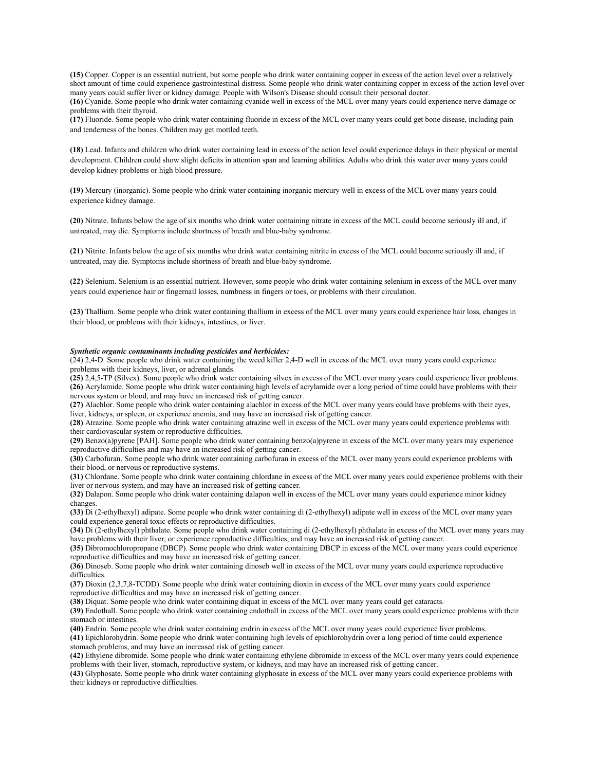**(15)** Copper. Copper is an essential nutrient, but some people who drink water containing copper in excess of the action level over a relatively short amount of time could experience gastrointestinal distress. Some people who drink water containing copper in excess of the action level over many years could suffer liver or kidney damage. People with Wilson's Disease should consult their personal doctor.

**(16)** Cyanide. Some people who drink water containing cyanide well in excess of the MCL over many years could experience nerve damage or problems with their thyroid.

**(17)** Fluoride. Some people who drink water containing fluoride in excess of the MCL over many years could get bone disease, including pain and tenderness of the bones. Children may get mottled teeth.

**(18)** Lead. Infants and children who drink water containing lead in excess of the action level could experience delays in their physical or mental development. Children could show slight deficits in attention span and learning abilities. Adults who drink this water over many years could develop kidney problems or high blood pressure.

**(19)** Mercury (inorganic). Some people who drink water containing inorganic mercury well in excess of the MCL over many years could experience kidney damage.

**(20)** Nitrate. Infants below the age of six months who drink water containing nitrate in excess of the MCL could become seriously ill and, if untreated, may die. Symptoms include shortness of breath and blue-baby syndrome.

**(21)** Nitrite. Infants below the age of six months who drink water containing nitrite in excess of the MCL could become seriously ill and, if untreated, may die. Symptoms include shortness of breath and blue-baby syndrome.

**(22)** Selenium. Selenium is an essential nutrient. However, some people who drink water containing selenium in excess of the MCL over many years could experience hair or fingernail losses, numbness in fingers or toes, or problems with their circulation.

**(23)** Thallium. Some people who drink water containing thallium in excess of the MCL over many years could experience hair loss, changes in their blood, or problems with their kidneys, intestines, or liver.

***Synthetic organic contaminants including pesticides and herbicides:***

(24) 2,4-D. Some people who drink water containing the weed killer 2,4-D well in excess of the MCL over many years could experience problems with their kidneys, liver, or adrenal glands.

**(25)** 2,4,5-TP (Silvex). Some people who drink water containing silvex in excess of the MCL over many years could experience liver problems.

**(26)** Acrylamide. Some people who drink water containing high levels of acrylamide over a long period of time could have problems with their nervous system or blood, and may have an increased risk of getting cancer.

**(27)** Alachlor. Some people who drink water containing alachlor in excess of the MCL over many years could have problems with their eyes, liver, kidneys, or spleen, or experience anemia, and may have an increased risk of getting cancer.

**(28)** Atrazine. Some people who drink water containing atrazine well in excess of the MCL over many years could experience problems with their cardiovascular system or reproductive difficulties.

**(29)** Benzo(a)pyrene [PAH]. Some people who drink water containing benzo(a)pyrene in excess of the MCL over many years may experience reproductive difficulties and may have an increased risk of getting cancer.

**(30)** Carbofuran. Some people who drink water containing carbofuran in excess of the MCL over many years could experience problems with their blood, or nervous or reproductive systems.

**(31)** Chlordane. Some people who drink water containing chlordane in excess of the MCL over many years could experience problems with their liver or nervous system, and may have an increased risk of getting cancer.

**(32)** Dalapon. Some people who drink water containing dalapon well in excess of the MCL over many years could experience minor kidney changes.

**(33)** Di (2-ethylhexyl) adipate. Some people who drink water containing di (2-ethylhexyl) adipate well in excess of the MCL over many years could experience general toxic effects or reproductive difficulties.

**(34)** Di (2-ethylhexyl) phthalate. Some people who drink water containing di (2-ethylhexyl) phthalate in excess of the MCL over many years may have problems with their liver, or experience reproductive difficulties, and may have an increased risk of getting cancer.

**(35)** Dibromochloropropane (DBCP). Some people who drink water containing DBCP in excess of the MCL over many years could experience reproductive difficulties and may have an increased risk of getting cancer.

**(36)** Dinoseb. Some people who drink water containing dinoseb well in excess of the MCL over many years could experience reproductive difficulties.

**(37)** Dioxin (2,3,7,8-TCDD). Some people who drink water containing dioxin in excess of the MCL over many years could experience reproductive difficulties and may have an increased risk of getting cancer.

**(38)** Diquat. Some people who drink water containing diquat in excess of the MCL over many years could get cataracts.

**(39)** Endothall. Some people who drink water containing endothall in excess of the MCL over many years could experience problems with their stomach or intestines.

**(40)** Endrin. Some people who drink water containing endrin in excess of the MCL over many years could experience liver problems.

**(41)** Epichlorohydrin. Some people who drink water containing high levels of epichlorohydrin over a long period of time could experience stomach problems, and may have an increased risk of getting cancer.

**(42)** Ethylene dibromide. Some people who drink water containing ethylene dibromide in excess of the MCL over many years could experience problems with their liver, stomach, reproductive system, or kidneys, and may have an increased risk of getting cancer.

**(43)** Glyphosate. Some people who drink water containing glyphosate in excess of the MCL over many years could experience problems with their kidneys or reproductive difficulties.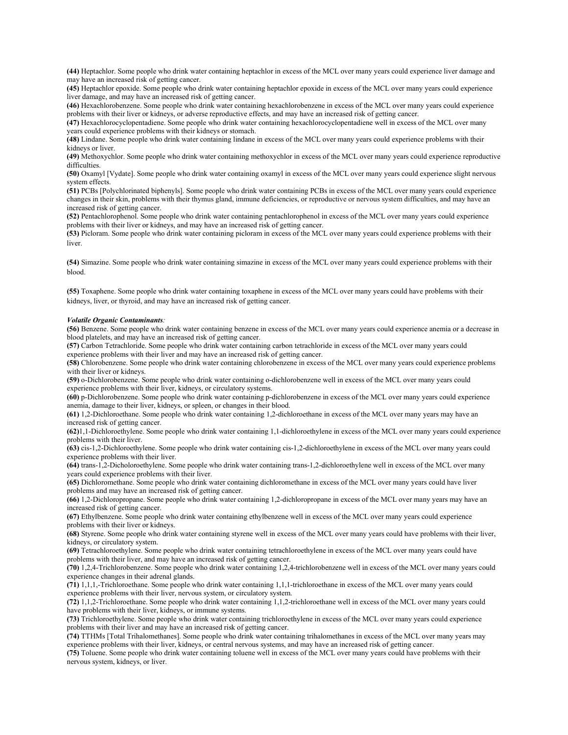**(44)** Heptachlor. Some people who drink water containing heptachlor in excess of the MCL over many years could experience liver damage and may have an increased risk of getting cancer.

**(45)** Heptachlor epoxide. Some people who drink water containing heptachlor epoxide in excess of the MCL over many years could experience liver damage, and may have an increased risk of getting cancer.

**(46)** Hexachlorobenzene. Some people who drink water containing hexachlorobenzene in excess of the MCL over many years could experience problems with their liver or kidneys, or adverse reproductive effects, and may have an increased risk of getting cancer.

**(47)** Hexachlorocyclopentadiene. Some people who drink water containing hexachlorocyclopentadiene well in excess of the MCL over many years could experience problems with their kidneys or stomach.

**(48)** Lindane. Some people who drink water containing lindane in excess of the MCL over many years could experience problems with their kidneys or liver.

**(49)** Methoxychlor. Some people who drink water containing methoxychlor in excess of the MCL over many years could experience reproductive difficulties.

**(50)** Oxamyl [Vydate]. Some people who drink water containing oxamyl in excess of the MCL over many years could experience slight nervous system effects.

**(51)** PCBs [Polychlorinated biphenyls]. Some people who drink water containing PCBs in excess of the MCL over many years could experience changes in their skin, problems with their thymus gland, immune deficiencies, or reproductive or nervous system difficulties, and may have an increased risk of getting cancer.

**(52)** Pentachlorophenol. Some people who drink water containing pentachlorophenol in excess of the MCL over many years could experience problems with their liver or kidneys, and may have an increased risk of getting cancer.

**(53)** Picloram. Some people who drink water containing picloram in excess of the MCL over many years could experience problems with their liver.

**(54)** Simazine. Some people who drink water containing simazine in excess of the MCL over many years could experience problems with their blood.

**(55)** Toxaphene. Some people who drink water containing toxaphene in excess of the MCL over many years could have problems with their kidneys, liver, or thyroid, and may have an increased risk of getting cancer.

***Volatile Organic Contaminants:***

**(56)** Benzene. Some people who drink water containing benzene in excess of the MCL over many years could experience anemia or a decrease in blood platelets, and may have an increased risk of getting cancer.

**(57)** Carbon Tetrachloride. Some people who drink water containing carbon tetrachloride in excess of the MCL over many years could experience problems with their liver and may have an increased risk of getting cancer.

**(58)** Chlorobenzene. Some people who drink water containing chlorobenzene in excess of the MCL over many years could experience problems with their liver or kidneys.

**(59)** o-Dichlorobenzene. Some people who drink water containing o-dichlorobenzene well in excess of the MCL over many years could experience problems with their liver, kidneys, or circulatory systems.

**(60)** p-Dichlorobenzene. Some people who drink water containing p-dichlorobenzene in excess of the MCL over many years could experience anemia, damage to their liver, kidneys, or spleen, or changes in their blood.

**(61)** 1,2-Dichloroethane. Some people who drink water containing 1,2-dichloroethane in excess of the MCL over many years may have an increased risk of getting cancer.

**(62)**1,1-Dichloroethylene. Some people who drink water containing 1,1-dichloroethylene in excess of the MCL over many years could experience problems with their liver.

**(63)** cis-1,2-Dichloroethylene. Some people who drink water containing cis-1,2-dichloroethylene in excess of the MCL over many years could experience problems with their liver.

**(64)** trans-1,2-Dicholoroethylene. Some people who drink water containing trans-1,2-dichloroethylene well in excess of the MCL over many years could experience problems with their liver.

**(65)** Dichloromethane. Some people who drink water containing dichloromethane in excess of the MCL over many years could have liver problems and may have an increased risk of getting cancer.

**(66)** 1,2-Dichloropropane. Some people who drink water containing 1,2-dichloropropane in excess of the MCL over many years may have an increased risk of getting cancer.

**(67)** Ethylbenzene. Some people who drink water containing ethylbenzene well in excess of the MCL over many years could experience problems with their liver or kidneys.

**(68)** Styrene. Some people who drink water containing styrene well in excess of the MCL over many years could have problems with their liver, kidneys, or circulatory system.

**(69)** Tetrachloroethylene. Some people who drink water containing tetrachloroethylene in excess of the MCL over many years could have problems with their liver, and may have an increased risk of getting cancer.

**(70)** 1,2,4-Trichlorobenzene. Some people who drink water containing 1,2,4-trichlorobenzene well in excess of the MCL over many years could experience changes in their adrenal glands.

**(71)** 1,1,1,-Trichloroethane. Some people who drink water containing 1,1,1-trichloroethane in excess of the MCL over many years could experience problems with their liver, nervous system, or circulatory system.

**(72)** 1,1,2-Trichloroethane. Some people who drink water containing 1,1,2-trichloroethane well in excess of the MCL over many years could have problems with their liver, kidneys, or immune systems.

**(73)** Trichloroethylene. Some people who drink water containing trichloroethylene in excess of the MCL over many years could experience problems with their liver and may have an increased risk of getting cancer.

**(74)** TTHMs [Total Trihalomethanes]. Some people who drink water containing trihalomethanes in excess of the MCL over many years may experience problems with their liver, kidneys, or central nervous systems, and may have an increased risk of getting cancer.

**(75)** Toluene. Some people who drink water containing toluene well in excess of the MCL over many years could have problems with their nervous system, kidneys, or liver.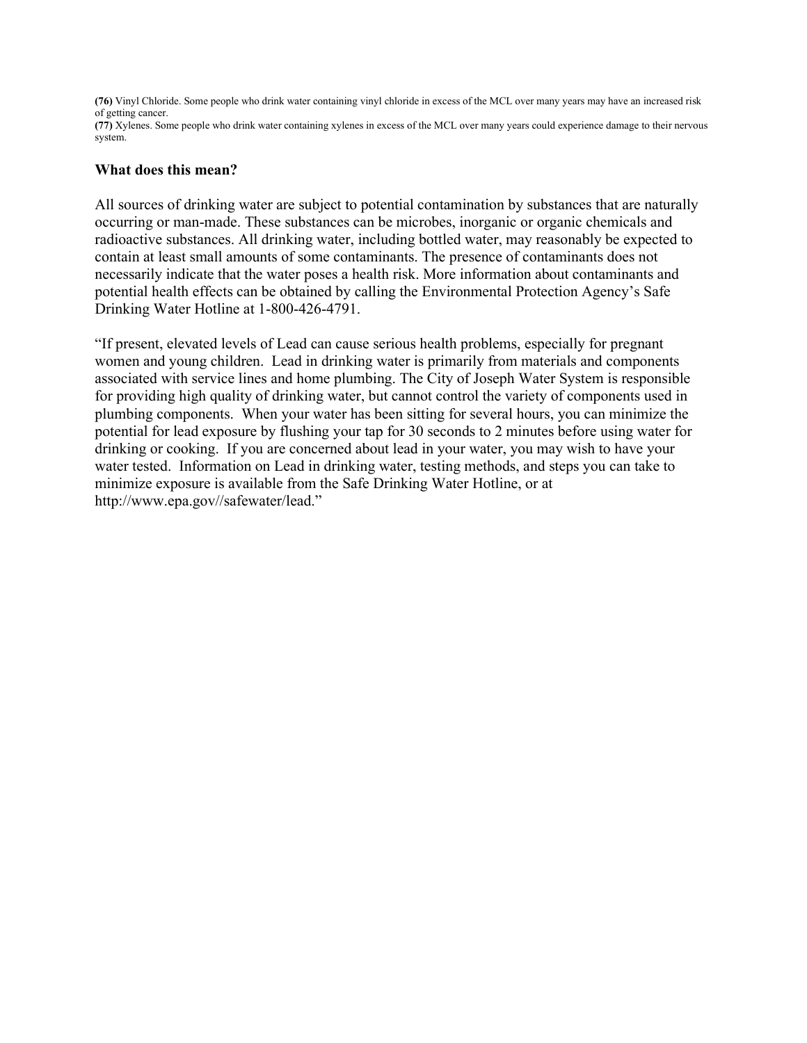**(76)** Vinyl Chloride. Some people who drink water containing vinyl chloride in excess of the MCL over many years may have an increased risk of getting cancer.
**(77)** Xylenes. Some people who drink water containing xylenes in excess of the MCL over many years could experience damage to their nervous system.

### What does this mean?

All sources of drinking water are subject to potential contamination by substances that are naturally occurring or man-made. These substances can be microbes, inorganic or organic chemicals and radioactive substances. All drinking water, including bottled water, may reasonably be expected to contain at least small amounts of some contaminants. The presence of contaminants does not necessarily indicate that the water poses a health risk. More information about contaminants and potential health effects can be obtained by calling the Environmental Protection Agency's Safe Drinking Water Hotline at 1-800-426-4791.

"If present, elevated levels of Lead can cause serious health problems, especially for pregnant women and young children. Lead in drinking water is primarily from materials and components associated with service lines and home plumbing. The City of Joseph Water System is responsible for providing high quality of drinking water, but cannot control the variety of components used in plumbing components. When your water has been sitting for several hours, you can minimize the potential for lead exposure by flushing your tap for 30 seconds to 2 minutes before using water for drinking or cooking. If you are concerned about lead in your water, you may wish to have your water tested. Information on Lead in drinking water, testing methods, and steps you can take to minimize exposure is available from the Safe Drinking Water Hotline, or at http://www.epa.gov//safewater/lead."